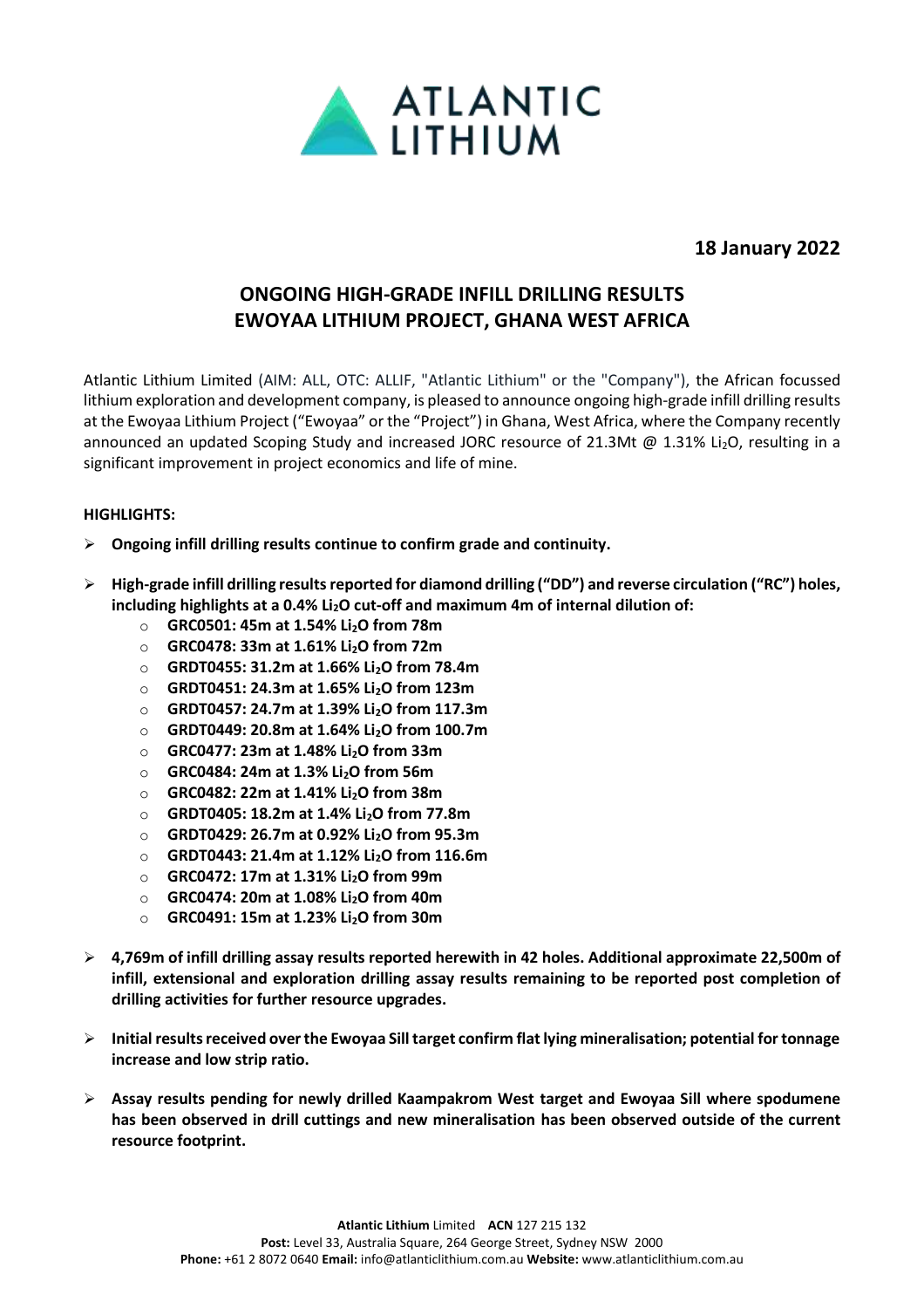ATLANTIC LITHIUM

**18 January 2022**

# ONGOING HIGH-GRADE INFILL DRILLING RESULTS EWOYAA LITHIUM PROJECT, GHANA WEST AFRICA

Atlantic Lithium Limited (AIM: ALL, OTC: ALLIF, "Atlantic Lithium" or the "Company"), the African focussed lithium exploration and development company, is pleased to announce ongoing high-grade infill drilling results at the Ewoyaa Lithium Project ("Ewoyaa" or the "Project") in Ghana, West Africa, where the Company recently announced an updated Scoping Study and increased JORC resource of 21.3Mt @ 1.31% $Li_2O$, resulting in a significant improvement in project economics and life of mine.

**HIGHLIGHTS:**

- **Ongoing infill drilling results continue to confirm grade and continuity.**
- **High-grade infill drilling results reported for diamond drilling ("DD") and reverse circulation ("RC") holes, including highlights at a 0.4% $Li_2O$ cut-off and maximum 4m of internal dilution of:**
  - **GRC0501: 45m at 1.54% $Li_2O$ from 78m**
  - **GRC0478: 33m at 1.61% $Li_2O$ from 72m**
  - **GRDT0455: 31.2m at 1.66% $Li_2O$ from 78.4m**
  - **GRDT0451: 24.3m at 1.65% $Li_2O$ from 123m**
  - **GRDT0457: 24.7m at 1.39% $Li_2O$ from 117.3m**
  - **GRDT0449: 20.8m at 1.64% $Li_2O$ from 100.7m**
  - **GRC0477: 23m at 1.48% $Li_2O$ from 33m**
  - **GRC0484: 24m at 1.3% $Li_2O$ from 56m**
  - **GRC0482: 22m at 1.41% $Li_2O$ from 38m**
  - **GRDT0405: 18.2m at 1.4% $Li_2O$ from 77.8m**
  - **GRDT0429: 26.7m at 0.92% $Li_2O$ from 95.3m**
  - **GRDT0443: 21.4m at 1.12% $Li_2O$ from 116.6m**
  - **GRC0472: 17m at 1.31% $Li_2O$ from 99m**
  - **GRC0474: 20m at 1.08% $Li_2O$ from 40m**
  - **GRC0491: 15m at 1.23% $Li_2O$ from 30m**
- **4,769m of infill drilling assay results reported herewith in 42 holes. Additional approximate 22,500m of infill, extensional and exploration drilling assay results remaining to be reported post completion of drilling activities for further resource upgrades.**
- **Initial results received over the Ewoyaa Sill target confirm flat lying mineralisation; potential for tonnage increase and low strip ratio.**
- **Assay results pending for newly drilled Kaampakrom West target and Ewoyaa Sill where spodumene has been observed in drill cuttings and new mineralisation has been observed outside of the current resource footprint.**

**Atlantic Lithium** Limited **ACN** 127 215 132
**Post:** Level 33, Australia Square, 264 George Street, Sydney NSW 2000
**Phone:** +61 2 8072 0640 **Email:** info@atlanticlithium.com.au **Website:** www.atlanticlithium.com.au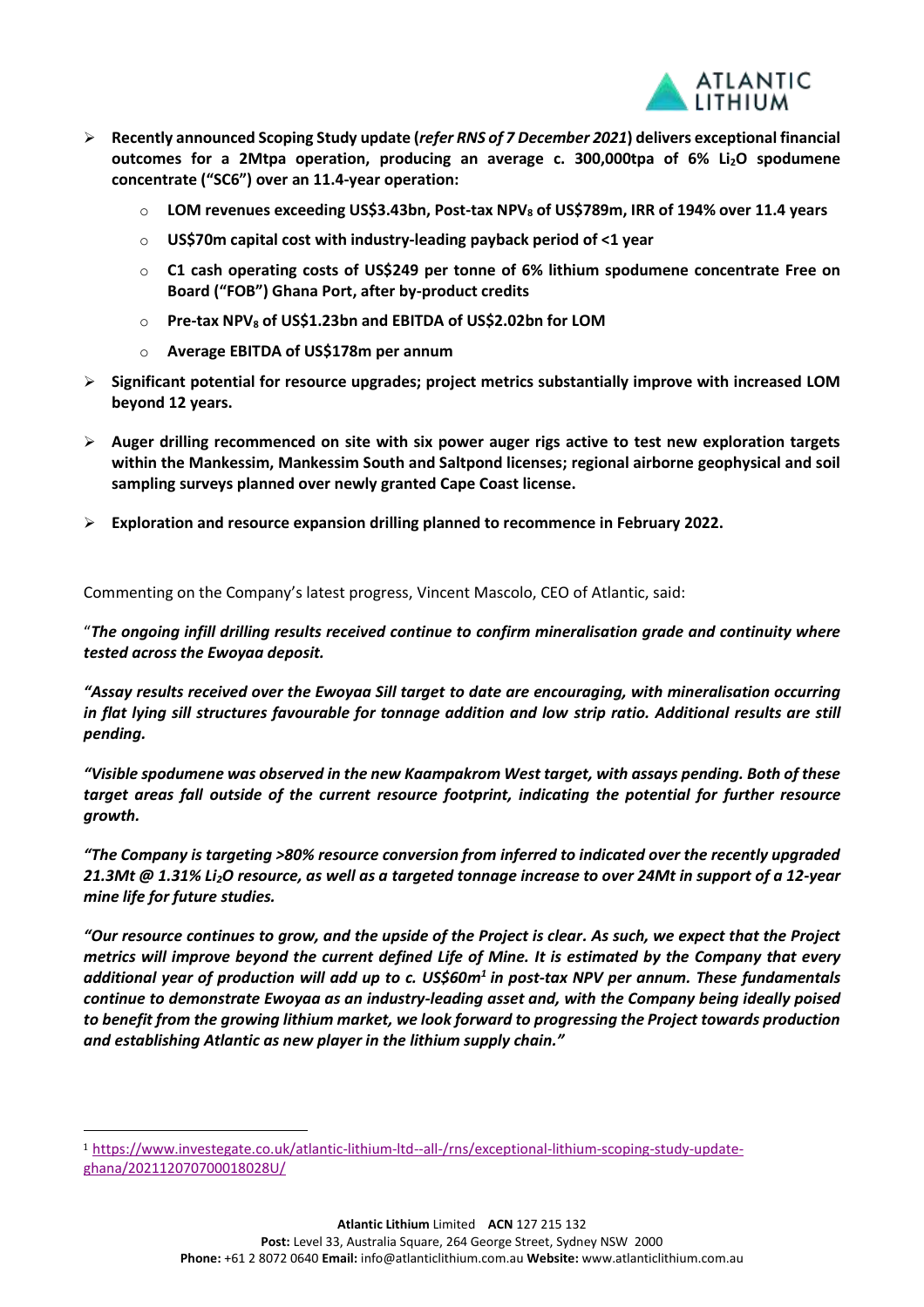- **Recently announced Scoping Study update (*refer RNS of 7 December 2021*) delivers exceptional financial outcomes for a 2Mtpa operation, producing an average c. 300,000tpa of 6% $Li_2O$ spodumene concentrate ("SC6") over an 11.4-year operation:**
  - **LOM revenues exceeding US$3.43bn, Post-tax $NPV_8$ of US$789m, IRR of 194% over 11.4 years**
  - **US$70m capital cost with industry-leading payback period of <1 year**
  - **C1 cash operating costs of US$249 per tonne of 6% lithium spodumene concentrate Free on Board ("FOB") Ghana Port, after by-product credits**
  - **Pre-tax $NPV_8$ of US$1.23bn and EBITDA of US$2.02bn for LOM**
  - **Average EBITDA of US$178m per annum**
- **Significant potential for resource upgrades; project metrics substantially improve with increased LOM beyond 12 years.**
- **Auger drilling recommenced on site with six power auger rigs active to test new exploration targets within the Mankessim, Mankessim South and Saltpond licenses; regional airborne geophysical and soil sampling surveys planned over newly granted Cape Coast license.**
- **Exploration and resource expansion drilling planned to recommence in February 2022.**

Commenting on the Company's latest progress, Vincent Mascolo, CEO of Atlantic, said:

"***The ongoing infill drilling results received continue to confirm mineralisation grade and continuity where tested across the Ewoyaa deposit.***

***"Assay results received over the Ewoyaa Sill target to date are encouraging, with mineralisation occurring in flat lying sill structures favourable for tonnage addition and low strip ratio. Additional results are still pending.***

***"Visible spodumene was observed in the new Kaampakrom West target, with assays pending. Both of these target areas fall outside of the current resource footprint, indicating the potential for further resource growth.***

***"The Company is targeting >80% resource conversion from inferred to indicated over the recently upgraded 21.3Mt @ 1.31% $Li_2O$ resource, as well as a targeted tonnage increase to over 24Mt in support of a 12-year mine life for future studies.***

***"Our resource continues to grow, and the upside of the Project is clear. As such, we expect that the Project metrics will improve beyond the current defined Life of Mine. It is estimated by the Company that every additional year of production will add up to c. US$60m[1] in post-tax NPV per annum. These fundamentals continue to demonstrate Ewoyaa as an industry-leading asset and, with the Company being ideally poised to benefit from the growing lithium market, we look forward to progressing the Project towards production and establishing Atlantic as new player in the lithium supply chain."***

[1] https://www.investegate.co.uk/atlantic-lithium-ltd--all-/rns/exceptional-lithium-scoping-study-update-ghana/202112070700018028U/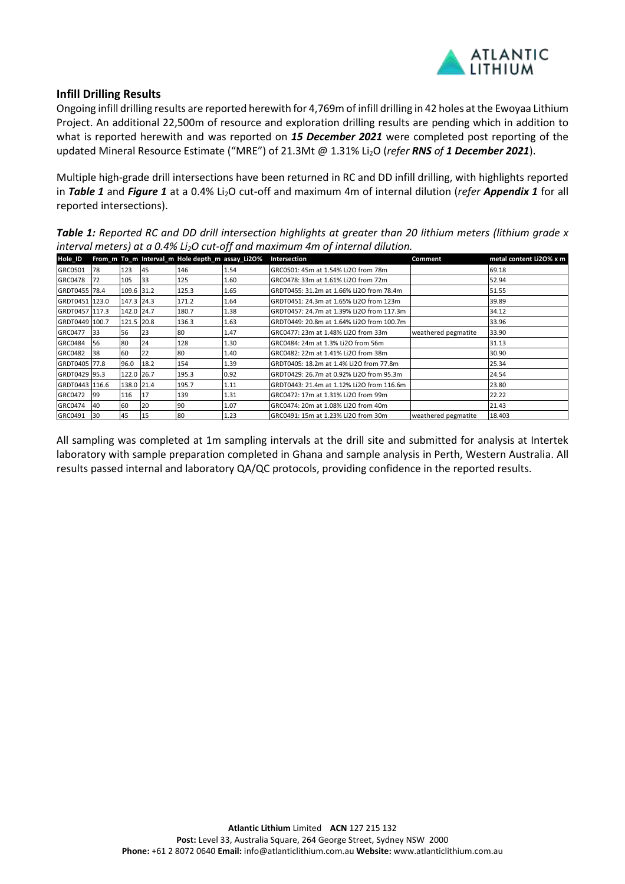## Infill Drilling Results

Ongoing infill drilling results are reported herewith for 4,769m of infill drilling in 42 holes at the Ewoyaa Lithium Project. An additional 22,500m of resource and exploration drilling results are pending which in addition to what is reported herewith and was reported on ***15 December 2021*** were completed post reporting of the updated Mineral Resource Estimate ("MRE") of 21.3Mt @ 1.31% $Li_2O$ (*refer **RNS** of **1 December 2021***).

Multiple high-grade drill intersections have been returned in RC and DD infill drilling, with highlights reported in ***Table 1*** and ***Figure 1*** at a 0.4% $Li_2O$ cut-off and maximum 4m of internal dilution (*refer **Appendix 1*** for all reported intersections).

***Table 1:*** *Reported RC and DD drill intersection highlights at greater than 20 lithium meters (lithium grade x interval meters) at a 0.4% $Li_2O$ cut-off and maximum 4m of internal dilution.*

| Hole_ID | From_m | To_m | Interval_m | Hole depth_m | assay_Li2O% | Intersection | Comment | metal content Li2O% x m |
|---|---|---|---|---|---|---|---|---|
| GRC0501 | 78 | 123 | 45 | 146 | 1.54 | GRC0501: 45m at 1.54% Li2O from 78m | | 69.18 |
| GRC0478 | 72 | 105 | 33 | 125 | 1.60 | GRC0478: 33m at 1.61% Li2O from 72m | | 52.94 |
| GRDT0455 | 78.4 | 109.6 | 31.2 | 125.3 | 1.65 | GRDT0455: 31.2m at 1.66% Li2O from 78.4m | | 51.55 |
| GRDT0451 | 123.0 | 147.3 | 24.3 | 171.2 | 1.64 | GRDT0451: 24.3m at 1.65% Li2O from 123m | | 39.89 |
| GRDT0457 | 117.3 | 142.0 | 24.7 | 180.7 | 1.38 | GRDT0457: 24.7m at 1.39% Li2O from 117.3m | | 34.12 |
| GRDT0449 | 100.7 | 121.5 | 20.8 | 136.3 | 1.63 | GRDT0449: 20.8m at 1.64% Li2O from 100.7m | | 33.96 |
| GRC0477 | 33 | 56 | 23 | 80 | 1.47 | GRC0477: 23m at 1.48% Li2O from 33m | weathered pegmatite | 33.90 |
| GRC0484 | 56 | 80 | 24 | 128 | 1.30 | GRC0484: 24m at 1.3% Li2O from 56m | | 31.13 |
| GRC0482 | 38 | 60 | 22 | 80 | 1.40 | GRC0482: 22m at 1.41% Li2O from 38m | | 30.90 |
| GRDT0405 | 77.8 | 96.0 | 18.2 | 154 | 1.39 | GRDT0405: 18.2m at 1.4% Li2O from 77.8m | | 25.34 |
| GRDT0429 | 95.3 | 122.0 | 26.7 | 195.3 | 0.92 | GRDT0429: 26.7m at 0.92% Li2O from 95.3m | | 24.54 |
| GRDT0443 | 116.6 | 138.0 | 21.4 | 195.7 | 1.11 | GRDT0443: 21.4m at 1.12% Li2O from 116.6m | | 23.80 |
| GRC0472 | 99 | 116 | 17 | 139 | 1.31 | GRC0472: 17m at 1.31% Li2O from 99m | | 22.22 |
| GRC0474 | 40 | 60 | 20 | 90 | 1.07 | GRC0474: 20m at 1.08% Li2O from 40m | | 21.43 |
| GRC0491 | 30 | 45 | 15 | 80 | 1.23 | GRC0491: 15m at 1.23% Li2O from 30m | weathered pegmatite | 18.403 |

All sampling was completed at 1m sampling intervals at the drill site and submitted for analysis at Intertek laboratory with sample preparation completed in Ghana and sample analysis in Perth, Western Australia. All results passed internal and laboratory QA/QC protocols, providing confidence in the reported results.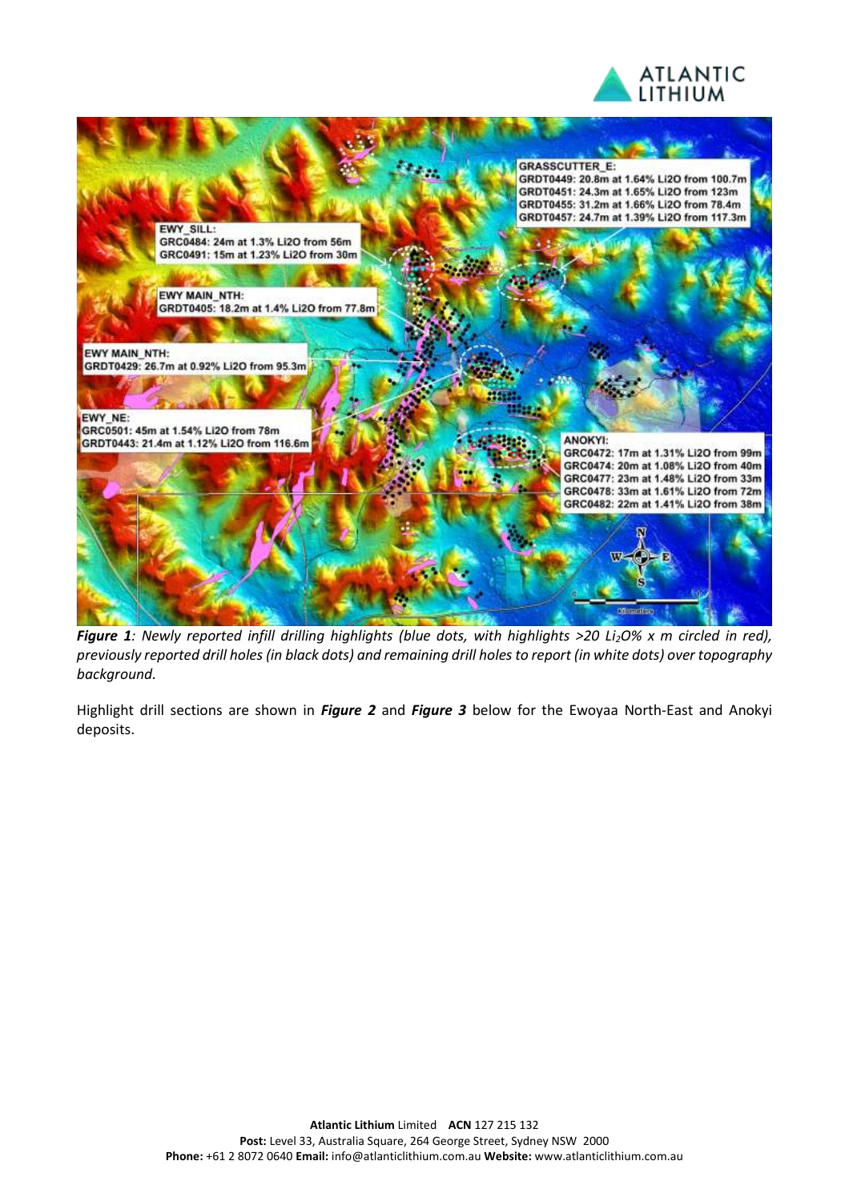*Figure 1: Newly reported infill drilling highlights (blue dots, with highlights >20 $Li_2O$% x m circled in red), previously reported drill holes (in black dots) and remaining drill holes to report (in white dots) over topography background.*

Highlight drill sections are shown in ***Figure 2*** and ***Figure 3*** below for the Ewoyaa North-East and Anokyi deposits.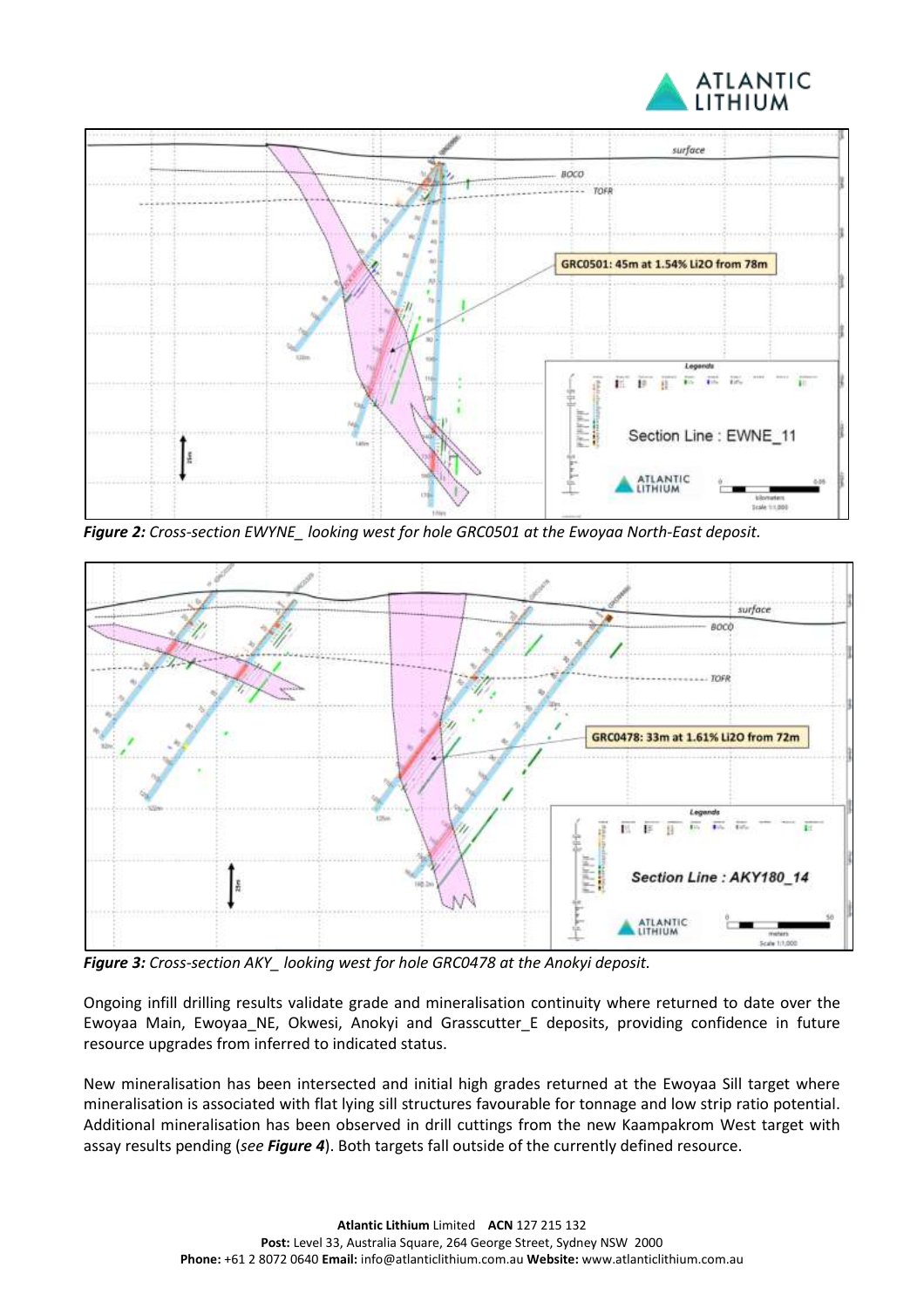*Figure 2: Cross-section EWYNE_ looking west for hole GRC0501 at the Ewoyaa North-East deposit.*

*Figure 3: Cross-section AKY_ looking west for hole GRC0478 at the Anokyi deposit.*

Ongoing infill drilling results validate grade and mineralisation continuity where returned to date over the Ewoyaa Main, Ewoyaa_NE, Okwesi, Anokyi and Grasscutter_E deposits, providing confidence in future resource upgrades from inferred to indicated status.

New mineralisation has been intersected and initial high grades returned at the Ewoyaa Sill target where mineralisation is associated with flat lying sill structures favourable for tonnage and low strip ratio potential. Additional mineralisation has been observed in drill cuttings from the new Kaampakrom West target with assay results pending (*see **Figure 4***). Both targets fall outside of the currently defined resource.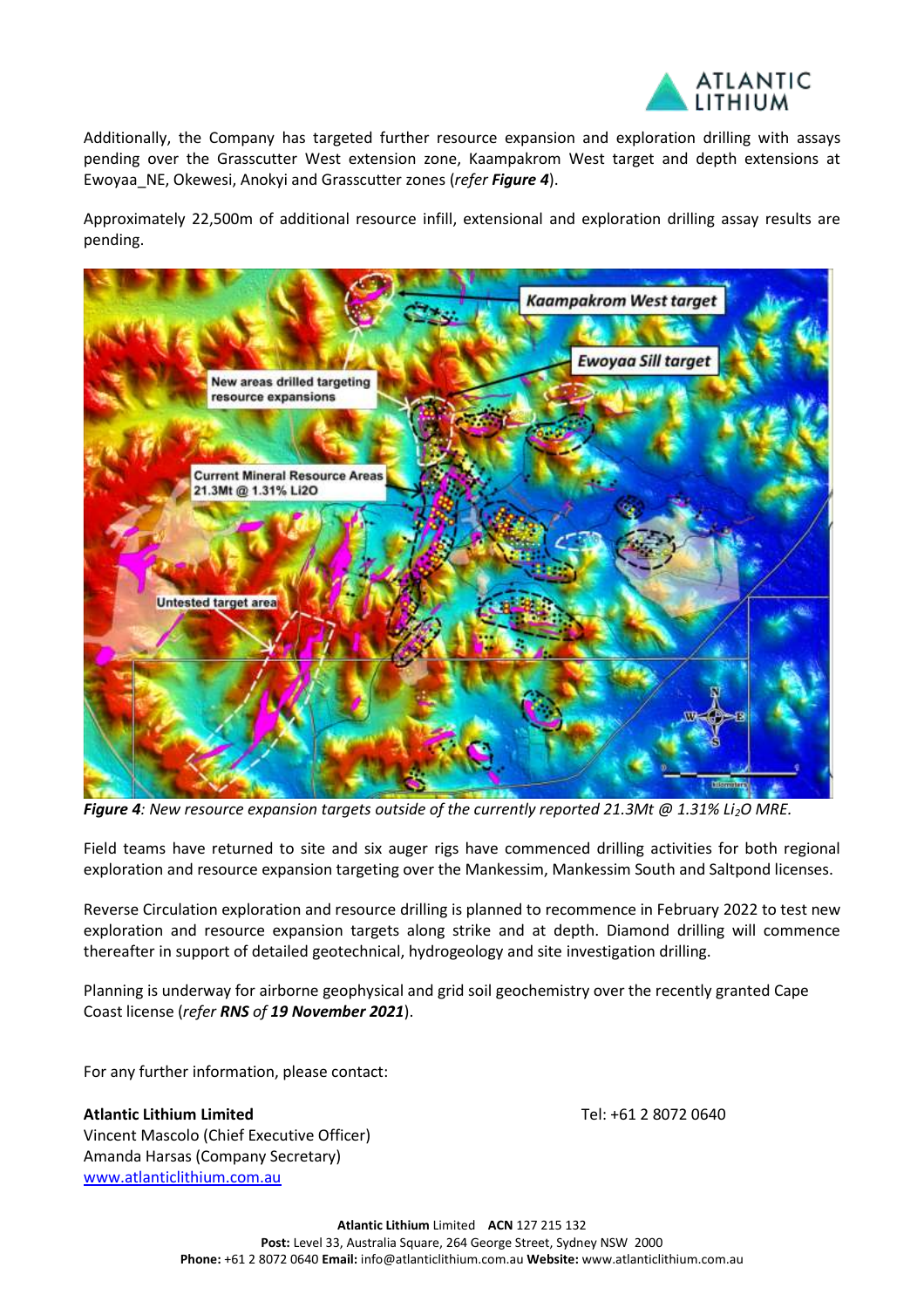Additionally, the Company has targeted further resource expansion and exploration drilling with assays pending over the Grasscutter West extension zone, Kaampakrom West target and depth extensions at Ewoyaa_NE, Okewesi, Anokyi and Grasscutter zones (*refer **Figure 4***).

Approximately 22,500m of additional resource infill, extensional and exploration drilling assay results are pending.

***Figure 4**: New resource expansion targets outside of the currently reported 21.3Mt @ 1.31% $Li_2O$ MRE.*

Field teams have returned to site and six auger rigs have commenced drilling activities for both regional exploration and resource expansion targeting over the Mankessim, Mankessim South and Saltpond licenses.

Reverse Circulation exploration and resource drilling is planned to recommence in February 2022 to test new exploration and resource expansion targets along strike and at depth. Diamond drilling will commence thereafter in support of detailed geotechnical, hydrogeology and site investigation drilling.

Planning is underway for airborne geophysical and grid soil geochemistry over the recently granted Cape Coast license (*refer **RNS** of **19 November 2021***).

For any further information, please contact:

**Atlantic Lithium Limited**
Vincent Mascolo (Chief Executive Officer)
Amanda Harsas (Company Secretary)
www.atlanticlithium.com.au

Tel: +61 2 8072 0640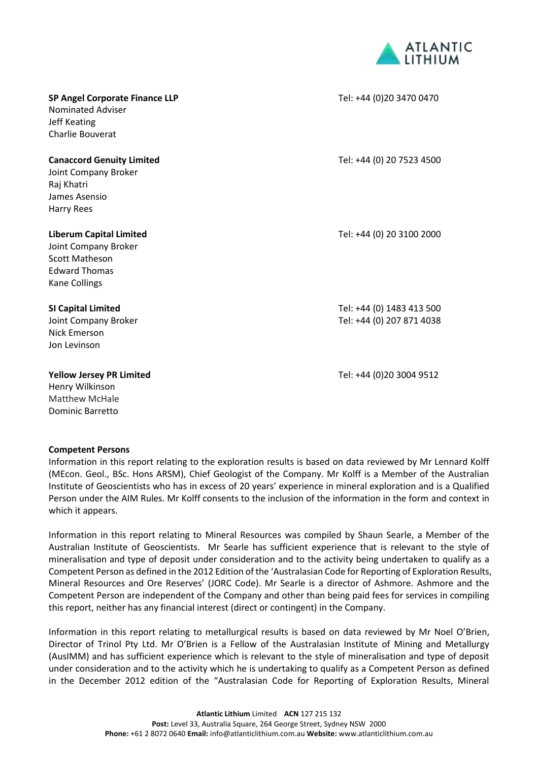**SP Angel Corporate Finance LLP** Tel: +44 (0)20 3470 0470
Nominated Adviser
Jeff Keating
Charlie Bouverat

**Canaccord Genuity Limited** Tel: +44 (0) 20 7523 4500
Joint Company Broker
Raj Khatri
James Asensio
Harry Rees

**Liberum Capital Limited** Tel: +44 (0) 20 3100 2000
Joint Company Broker
Scott Matheson
Edward Thomas
Kane Collings

**SI Capital Limited** Tel: +44 (0) 1483 413 500
Joint Company Broker Tel: +44 (0) 207 871 4038
Nick Emerson
Jon Levinson

**Yellow Jersey PR Limited** Tel: +44 (0)20 3004 9512
Henry Wilkinson
Matthew McHale
Dominic Barretto

**Competent Persons**

Information in this report relating to the exploration results is based on data reviewed by Mr Lennard Kolff (MEcon. Geol., BSc. Hons ARSM), Chief Geologist of the Company. Mr Kolff is a Member of the Australian Institute of Geoscientists who has in excess of 20 years' experience in mineral exploration and is a Qualified Person under the AIM Rules. Mr Kolff consents to the inclusion of the information in the form and context in which it appears.

Information in this report relating to Mineral Resources was compiled by Shaun Searle, a Member of the Australian Institute of Geoscientists. Mr Searle has sufficient experience that is relevant to the style of mineralisation and type of deposit under consideration and to the activity being undertaken to qualify as a Competent Person as defined in the 2012 Edition of the 'Australasian Code for Reporting of Exploration Results, Mineral Resources and Ore Reserves' (JORC Code). Mr Searle is a director of Ashmore. Ashmore and the Competent Person are independent of the Company and other than being paid fees for services in compiling this report, neither has any financial interest (direct or contingent) in the Company.

Information in this report relating to metallurgical results is based on data reviewed by Mr Noel O'Brien, Director of Trinol Pty Ltd. Mr O'Brien is a Fellow of the Australasian Institute of Mining and Metallurgy (AusIMM) and has sufficient experience which is relevant to the style of mineralisation and type of deposit under consideration and to the activity which he is undertaking to qualify as a Competent Person as defined in the December 2012 edition of the "Australasian Code for Reporting of Exploration Results, Mineral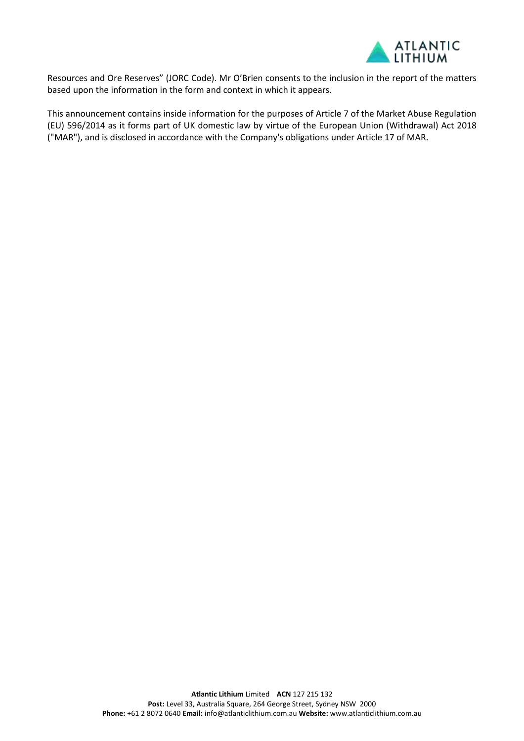Resources and Ore Reserves" (JORC Code). Mr O'Brien consents to the inclusion in the report of the matters based upon the information in the form and context in which it appears.

This announcement contains inside information for the purposes of Article 7 of the Market Abuse Regulation (EU) 596/2014 as it forms part of UK domestic law by virtue of the European Union (Withdrawal) Act 2018 ("MAR"), and is disclosed in accordance with the Company's obligations under Article 17 of MAR.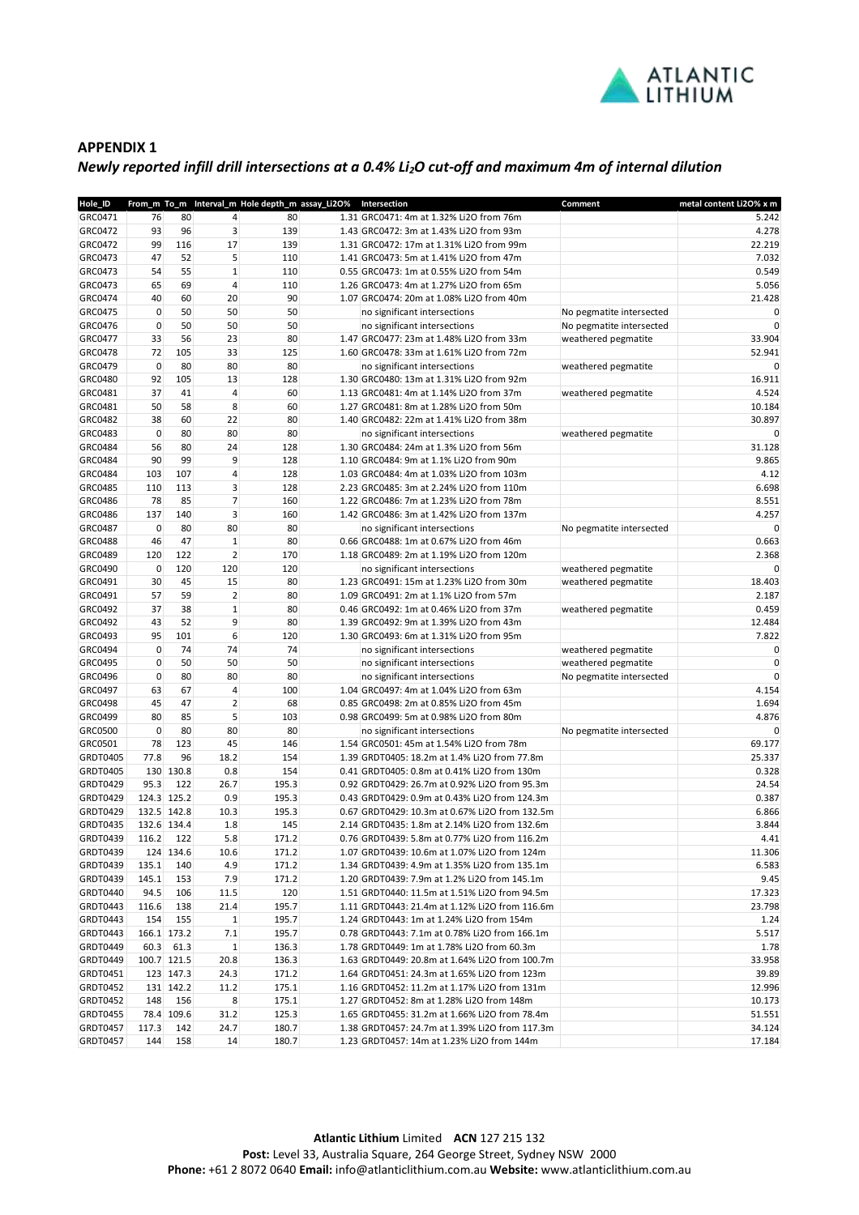## APPENDIX 1

***Newly reported infill drill intersections at a 0.4% $Li_2O$ cut-off and maximum 4m of internal dilution***

| Hole_ID | From_m | To_m | Interval_m | Hole depth_m | assay_Li2O% | Intersection | Comment | metal content Li2O% x m |
|---|---|---|---|---|---|---|---|---|
| GRC0471 | 76 | 80 | 4 | 80 | 1.31 | GRC0471: 4m at 1.32% Li2O from 76m | | 5.242 |
| GRC0472 | 93 | 96 | 3 | 139 | 1.43 | GRC0472: 3m at 1.43% Li2O from 93m | | 4.278 |
| GRC0472 | 99 | 116 | 17 | 139 | 1.31 | GRC0472: 17m at 1.31% Li2O from 99m | | 22.219 |
| GRC0473 | 47 | 52 | 5 | 110 | 1.41 | GRC0473: 5m at 1.41% Li2O from 47m | | 7.032 |
| GRC0473 | 54 | 55 | 1 | 110 | 0.55 | GRC0473: 1m at 0.55% Li2O from 54m | | 0.549 |
| GRC0473 | 65 | 69 | 4 | 110 | 1.26 | GRC0473: 4m at 1.27% Li2O from 65m | | 5.056 |
| GRC0474 | 40 | 60 | 20 | 90 | 1.07 | GRC0474: 20m at 1.08% Li2O from 40m | | 21.428 |
| GRC0475 | 0 | 50 | 50 | 50 | | no significant intersections | No pegmatite intersected | 0 |
| GRC0476 | 0 | 50 | 50 | 50 | | no significant intersections | No pegmatite intersected | 0 |
| GRC0477 | 33 | 56 | 23 | 80 | 1.47 | GRC0477: 23m at 1.48% Li2O from 33m | weathered pegmatite | 33.904 |
| GRC0478 | 72 | 105 | 33 | 125 | 1.60 | GRC0478: 33m at 1.61% Li2O from 72m | | 52.941 |
| GRC0479 | 0 | 80 | 80 | 80 | | no significant intersections | weathered pegmatite | 0 |
| GRC0480 | 92 | 105 | 13 | 128 | 1.30 | GRC0480: 13m at 1.31% Li2O from 92m | | 16.911 |
| GRC0481 | 37 | 41 | 4 | 60 | 1.13 | GRC0481: 4m at 1.14% Li2O from 37m | weathered pegmatite | 4.524 |
| GRC0481 | 50 | 58 | 8 | 60 | 1.27 | GRC0481: 8m at 1.28% Li2O from 50m | | 10.184 |
| GRC0482 | 38 | 60 | 22 | 80 | 1.40 | GRC0482: 22m at 1.41% Li2O from 38m | | 30.897 |
| GRC0483 | 0 | 80 | 80 | 80 | | no significant intersections | weathered pegmatite | 0 |
| GRC0484 | 56 | 80 | 24 | 128 | 1.30 | GRC0484: 24m at 1.3% Li2O from 56m | | 31.128 |
| GRC0484 | 90 | 99 | 9 | 128 | 1.10 | GRC0484: 9m at 1.1% Li2O from 90m | | 9.865 |
| GRC0484 | 103 | 107 | 4 | 128 | 1.03 | GRC0484: 4m at 1.03% Li2O from 103m | | 4.12 |
| GRC0485 | 110 | 113 | 3 | 128 | 2.23 | GRC0485: 3m at 2.24% Li2O from 110m | | 6.698 |
| GRC0486 | 78 | 85 | 7 | 160 | 1.22 | GRC0486: 7m at 1.23% Li2O from 78m | | 8.551 |
| GRC0486 | 137 | 140 | 3 | 160 | 1.42 | GRC0486: 3m at 1.42% Li2O from 137m | | 4.257 |
| GRC0487 | 0 | 80 | 80 | 80 | | no significant intersections | No pegmatite intersected | 0 |
| GRC0488 | 46 | 47 | 1 | 80 | 0.66 | GRC0488: 1m at 0.67% Li2O from 46m | | 0.663 |
| GRC0489 | 120 | 122 | 2 | 170 | 1.18 | GRC0489: 2m at 1.19% Li2O from 120m | | 2.368 |
| GRC0490 | 0 | 120 | 120 | 120 | | no significant intersections | weathered pegmatite | 0 |
| GRC0491 | 30 | 45 | 15 | 80 | 1.23 | GRC0491: 15m at 1.23% Li2O from 30m | weathered pegmatite | 18.403 |
| GRC0491 | 57 | 59 | 2 | 80 | 1.09 | GRC0491: 2m at 1.1% Li2O from 57m | | 2.187 |
| GRC0492 | 37 | 38 | 1 | 80 | 0.46 | GRC0492: 1m at 0.46% Li2O from 37m | weathered pegmatite | 0.459 |
| GRC0492 | 43 | 52 | 9 | 80 | 1.39 | GRC0492: 9m at 1.39% Li2O from 43m | | 12.484 |
| GRC0493 | 95 | 101 | 6 | 120 | 1.30 | GRC0493: 6m at 1.31% Li2O from 95m | | 7.822 |
| GRC0494 | 0 | 74 | 74 | 74 | | no significant intersections | weathered pegmatite | 0 |
| GRC0495 | 0 | 50 | 50 | 50 | | no significant intersections | weathered pegmatite | 0 |
| GRC0496 | 0 | 80 | 80 | 80 | | no significant intersections | No pegmatite intersected | 0 |
| GRC0497 | 63 | 67 | 4 | 100 | 1.04 | GRC0497: 4m at 1.04% Li2O from 63m | | 4.154 |
| GRC0498 | 45 | 47 | 2 | 68 | 0.85 | GRC0498: 2m at 0.85% Li2O from 45m | | 1.694 |
| GRC0499 | 80 | 85 | 5 | 103 | 0.98 | GRC0499: 5m at 0.98% Li2O from 80m | | 4.876 |
| GRC0500 | 0 | 80 | 80 | 80 | | no significant intersections | No pegmatite intersected | 0 |
| GRC0501 | 78 | 123 | 45 | 146 | 1.54 | GRC0501: 45m at 1.54% Li2O from 78m | | 69.177 |
| GRDT0405 | 77.8 | 96 | 18.2 | 154 | 1.39 | GRDT0405: 18.2m at 1.4% Li2O from 77.8m | | 25.337 |
| GRDT0405 | 130 | 130.8 | 0.8 | 154 | 0.41 | GRDT0405: 0.8m at 0.41% Li2O from 130m | | 0.328 |
| GRDT0429 | 95.3 | 122 | 26.7 | 195.3 | 0.92 | GRDT0429: 26.7m at 0.92% Li2O from 95.3m | | 24.54 |
| GRDT0429 | 124.3 | 125.2 | 0.9 | 195.3 | 0.43 | GRDT0429: 0.9m at 0.43% Li2O from 124.3m | | 0.387 |
| GRDT0429 | 132.5 | 142.8 | 10.3 | 195.3 | 0.67 | GRDT0429: 10.3m at 0.67% Li2O from 132.5m | | 6.866 |
| GRDT0435 | 132.6 | 134.4 | 1.8 | 145 | 2.14 | GRDT0435: 1.8m at 2.14% Li2O from 132.6m | | 3.844 |
| GRDT0439 | 116.2 | 122 | 5.8 | 171.2 | 0.76 | GRDT0439: 5.8m at 0.77% Li2O from 116.2m | | 4.41 |
| GRDT0439 | 124 | 134.6 | 10.6 | 171.2 | 1.07 | GRDT0439: 10.6m at 1.07% Li2O from 124m | | 11.306 |
| GRDT0439 | 135.1 | 140 | 4.9 | 171.2 | 1.34 | GRDT0439: 4.9m at 1.35% Li2O from 135.1m | | 6.583 |
| GRDT0439 | 145.1 | 153 | 7.9 | 171.2 | 1.20 | GRDT0439: 7.9m at 1.2% Li2O from 145.1m | | 9.45 |
| GRDT0440 | 94.5 | 106 | 11.5 | 120 | 1.51 | GRDT0440: 11.5m at 1.51% Li2O from 94.5m | | 17.323 |
| GRDT0443 | 116.6 | 138 | 21.4 | 195.7 | 1.11 | GRDT0443: 21.4m at 1.12% Li2O from 116.6m | | 23.798 |
| GRDT0443 | 154 | 155 | 1 | 195.7 | 1.24 | GRDT0443: 1m at 1.24% Li2O from 154m | | 1.24 |
| GRDT0443 | 166.1 | 173.2 | 7.1 | 195.7 | 0.78 | GRDT0443: 7.1m at 0.78% Li2O from 166.1m | | 5.517 |
| GRDT0449 | 60.3 | 61.3 | 1 | 136.3 | 1.78 | GRDT0449: 1m at 1.78% Li2O from 60.3m | | 1.78 |
| GRDT0449 | 100.7 | 121.5 | 20.8 | 136.3 | 1.63 | GRDT0449: 20.8m at 1.64% Li2O from 100.7m | | 33.958 |
| GRDT0451 | 123 | 147.3 | 24.3 | 171.2 | 1.64 | GRDT0451: 24.3m at 1.65% Li2O from 123m | | 39.89 |
| GRDT0452 | 131 | 142.2 | 11.2 | 175.1 | 1.16 | GRDT0452: 11.2m at 1.17% Li2O from 131m | | 12.996 |
| GRDT0452 | 148 | 156 | 8 | 175.1 | 1.27 | GRDT0452: 8m at 1.28% Li2O from 148m | | 10.173 |
| GRDT0455 | 78.4 | 109.6 | 31.2 | 125.3 | 1.65 | GRDT0455: 31.2m at 1.66% Li2O from 78.4m | | 51.551 |
| GRDT0457 | 117.3 | 142 | 24.7 | 180.7 | 1.38 | GRDT0457: 24.7m at 1.39% Li2O from 117.3m | | 34.124 |
| GRDT0457 | 144 | 158 | 14 | 180.7 | 1.23 | GRDT0457: 14m at 1.23% Li2O from 144m | | 17.184 |

**Atlantic Lithium** Limited **ACN** 127 215 132
**Post:** Level 33, Australia Square, 264 George Street, Sydney NSW 2000
**Phone:** +61 2 8072 0640 **Email:** info@atlanticlithium.com.au **Website:** www.atlanticlithium.com.au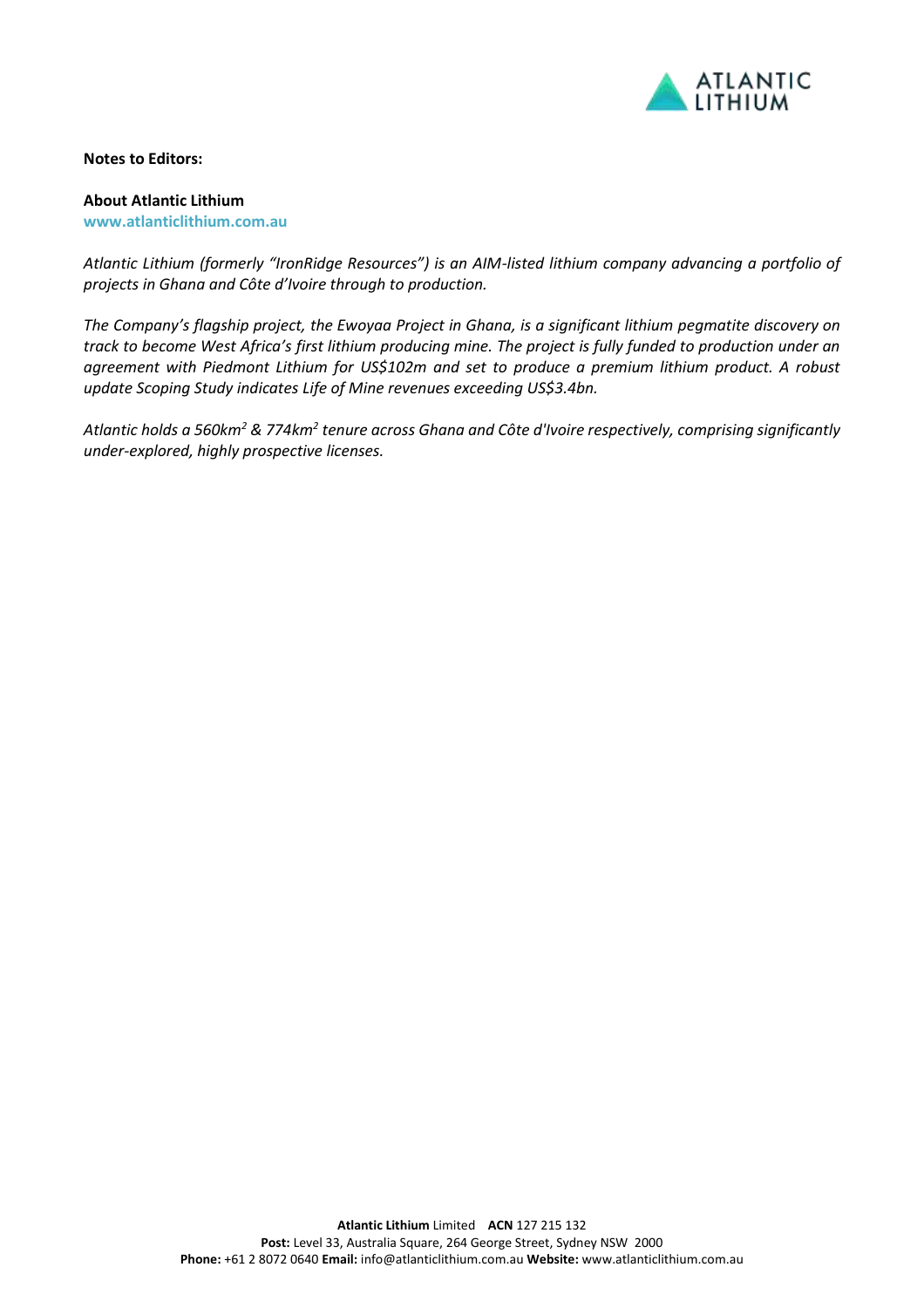**Notes to Editors:**

**About Atlantic Lithium**
www.atlanticlithium.com.au

*Atlantic Lithium (formerly "IronRidge Resources") is an AIM-listed lithium company advancing a portfolio of projects in Ghana and Côte d'Ivoire through to production.*

*The Company's flagship project, the Ewoyaa Project in Ghana, is a significant lithium pegmatite discovery on track to become West Africa's first lithium producing mine. The project is fully funded to production under an agreement with Piedmont Lithium for US$102m and set to produce a premium lithium product. A robust update Scoping Study indicates Life of Mine revenues exceeding US$3.4bn.*

*Atlantic holds a 560km$^2$ & 774km$^2$ tenure across Ghana and Côte d'Ivoire respectively, comprising significantly under-explored, highly prospective licenses.*